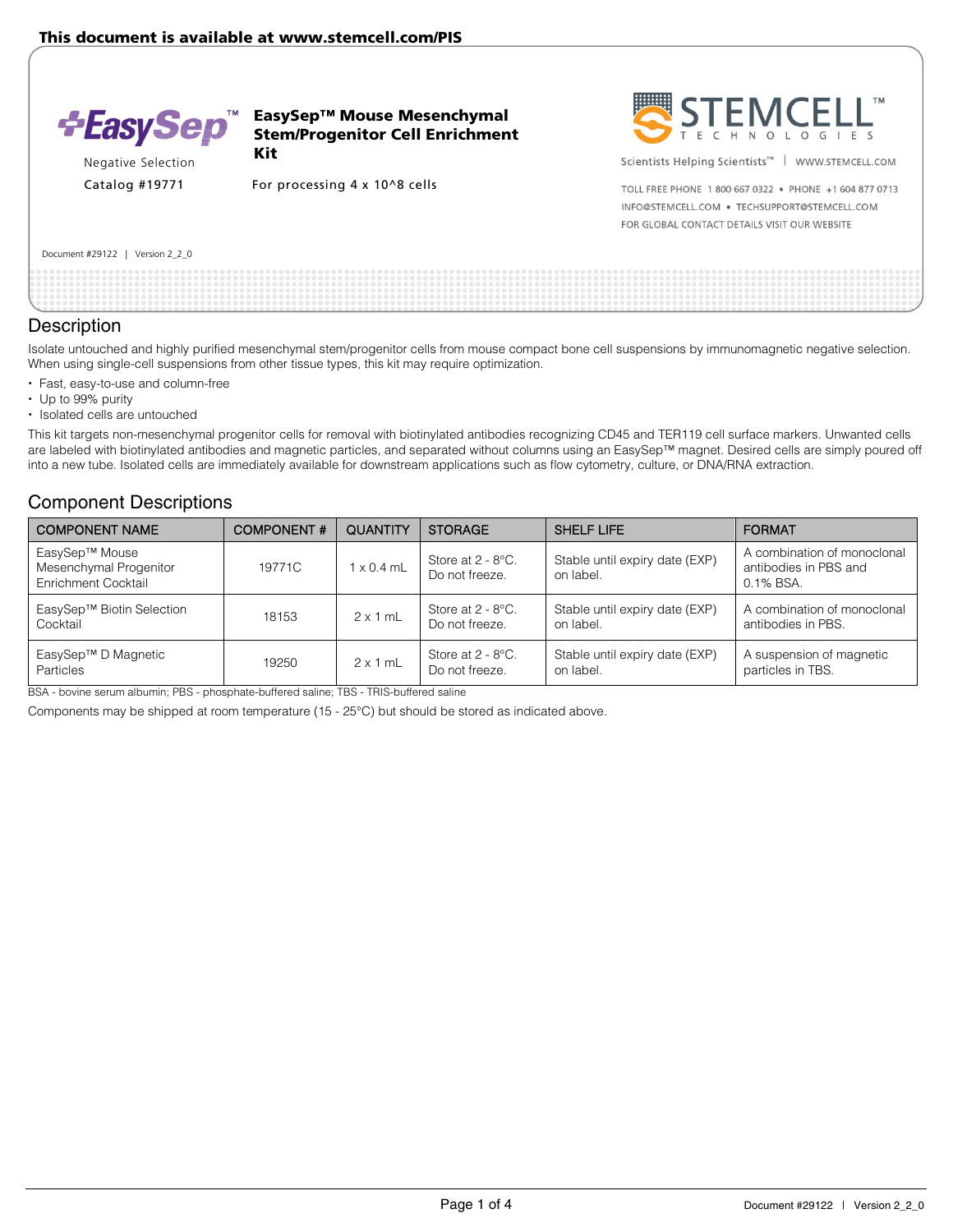This document is available at www.stemcell.com/PIS

# EasySep™ Mouse Mesenchymal Stem/Progenitor Cell Enrichment Kit

Negative Selection

Catalog #19771

For processing 4 x 10^8 cells

Scientists Helping Scientists™ | WWW.STEMCELL.COM

TOLL FREE PHONE 1 800 667 0322 • PHONE +1 604 877 0713
INFO@STEMCELL.COM • TECHSUPPORT@STEMCELL.COM
FOR GLOBAL CONTACT DETAILS VISIT OUR WEBSITE

Document #29122 | Version 2_2_0

## Description

Isolate untouched and highly purified mesenchymal stem/progenitor cells from mouse compact bone cell suspensions by immunomagnetic negative selection. When using single-cell suspensions from other tissue types, this kit may require optimization.

- Fast, easy-to-use and column-free
- Up to 99% purity
- Isolated cells are untouched

This kit targets non-mesenchymal progenitor cells for removal with biotinylated antibodies recognizing CD45 and TER119 cell surface markers. Unwanted cells are labeled with biotinylated antibodies and magnetic particles, and separated without columns using an EasySep™ magnet. Desired cells are simply poured off into a new tube. Isolated cells are immediately available for downstream applications such as flow cytometry, culture, or DNA/RNA extraction.

## Component Descriptions

| COMPONENT NAME | COMPONENT # | QUANTITY | STORAGE | SHELF LIFE | FORMAT |
|---|---|---|---|---|---|
| EasySep™ Mouse Mesenchymal Progenitor Enrichment Cocktail | 19771C | 1 x 0.4 mL | Store at 2 - 8°C. Do not freeze. | Stable until expiry date (EXP) on label. | A combination of monoclonal antibodies in PBS and 0.1% BSA. |
| EasySep™ Biotin Selection Cocktail | 18153 | 2 x 1 mL | Store at 2 - 8°C. Do not freeze. | Stable until expiry date (EXP) on label. | A combination of monoclonal antibodies in PBS. |
| EasySep™ D Magnetic Particles | 19250 | 2 x 1 mL | Store at 2 - 8°C. Do not freeze. | Stable until expiry date (EXP) on label. | A suspension of magnetic particles in TBS. |

BSA - bovine serum albumin; PBS - phosphate-buffered saline; TBS - TRIS-buffered saline

Components may be shipped at room temperature (15 - 25°C) but should be stored as indicated above.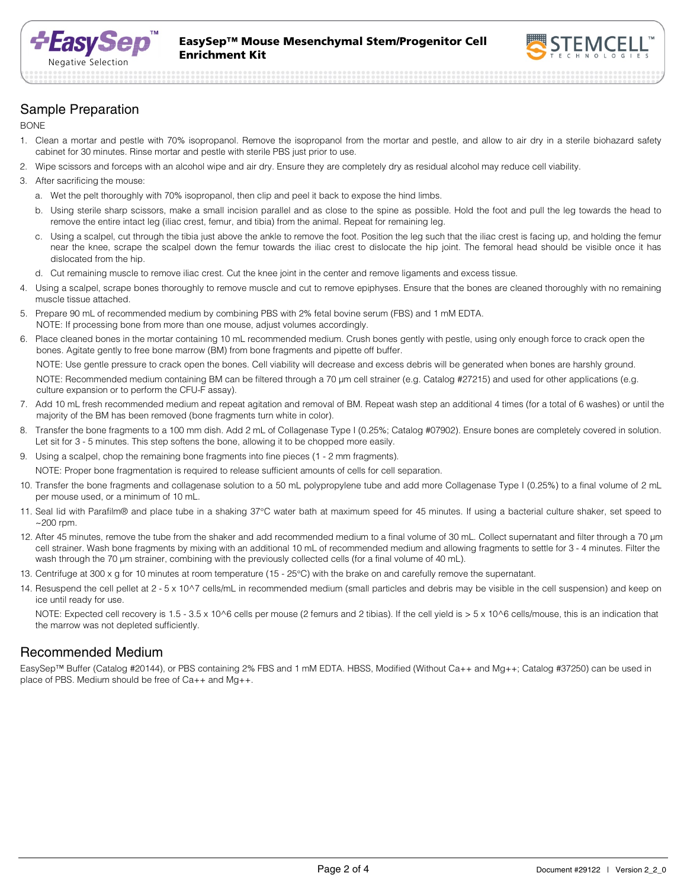## Sample Preparation

BONE

1. Clean a mortar and pestle with 70% isopropanol. Remove the isopropanol from the mortar and pestle, and allow to air dry in a sterile biohazard safety cabinet for 30 minutes. Rinse mortar and pestle with sterile PBS just prior to use.
2. Wipe scissors and forceps with an alcohol wipe and air dry. Ensure they are completely dry as residual alcohol may reduce cell viability.
3. After sacrificing the mouse:
   a. Wet the pelt thoroughly with 70% isopropanol, then clip and peel it back to expose the hind limbs.
   b. Using sterile sharp scissors, make a small incision parallel and as close to the spine as possible. Hold the foot and pull the leg towards the head to remove the entire intact leg (iliac crest, femur, and tibia) from the animal. Repeat for remaining leg.
   c. Using a scalpel, cut through the tibia just above the ankle to remove the foot. Position the leg such that the iliac crest is facing up, and holding the femur near the knee, scrape the scalpel down the femur towards the iliac crest to dislocate the hip joint. The femoral head should be visible once it has dislocated from the hip.
   d. Cut remaining muscle to remove iliac crest. Cut the knee joint in the center and remove ligaments and excess tissue.
4. Using a scalpel, scrape bones thoroughly to remove muscle and cut to remove epiphyses. Ensure that the bones are cleaned thoroughly with no remaining muscle tissue attached.
5. Prepare 90 mL of recommended medium by combining PBS with 2% fetal bovine serum (FBS) and 1 mM EDTA.
   NOTE: If processing bone from more than one mouse, adjust volumes accordingly.
6. Place cleaned bones in the mortar containing 10 mL recommended medium. Crush bones gently with pestle, using only enough force to crack open the bones. Agitate gently to free bone marrow (BM) from bone fragments and pipette off buffer.

   NOTE: Use gentle pressure to crack open the bones. Cell viability will decrease and excess debris will be generated when bones are harshly ground.

   NOTE: Recommended medium containing BM can be filtered through a 70 µm cell strainer (e.g. Catalog #27215) and used for other applications (e.g. culture expansion or to perform the CFU-F assay).
7. Add 10 mL fresh recommended medium and repeat agitation and removal of BM. Repeat wash step an additional 4 times (for a total of 6 washes) or until the majority of the BM has been removed (bone fragments turn white in color).
8. Transfer the bone fragments to a 100 mm dish. Add 2 mL of Collagenase Type I (0.25%; Catalog #07902). Ensure bones are completely covered in solution. Let sit for 3 - 5 minutes. This step softens the bone, allowing it to be chopped more easily.
9. Using a scalpel, chop the remaining bone fragments into fine pieces (1 - 2 mm fragments).

   NOTE: Proper bone fragmentation is required to release sufficient amounts of cells for cell separation.
10. Transfer the bone fragments and collagenase solution to a 50 mL polypropylene tube and add more Collagenase Type I (0.25%) to a final volume of 2 mL per mouse used, or a minimum of 10 mL.
11. Seal lid with Parafilm® and place tube in a shaking 37°C water bath at maximum speed for 45 minutes. If using a bacterial culture shaker, set speed to ~200 rpm.
12. After 45 minutes, remove the tube from the shaker and add recommended medium to a final volume of 30 mL. Collect supernatant and filter through a 70 µm cell strainer. Wash bone fragments by mixing with an additional 10 mL of recommended medium and allowing fragments to settle for 3 - 4 minutes. Filter the wash through the 70 µm strainer, combining with the previously collected cells (for a final volume of 40 mL).
13. Centrifuge at 300 x g for 10 minutes at room temperature (15 - 25°C) with the brake on and carefully remove the supernatant.
14. Resuspend the cell pellet at 2 - 5 x $10^7$ cells/mL in recommended medium (small particles and debris may be visible in the cell suspension) and keep on ice until ready for use.

    NOTE: Expected cell recovery is 1.5 - 3.5 x $10^6$ cells per mouse (2 femurs and 2 tibias). If the cell yield is > 5 x $10^6$ cells/mouse, this is an indication that the marrow was not depleted sufficiently.

## Recommended Medium

EasySep™ Buffer (Catalog #20144), or PBS containing 2% FBS and 1 mM EDTA. HBSS, Modified (Without Ca++ and Mg++; Catalog #37250) can be used in place of PBS. Medium should be free of Ca++ and Mg++.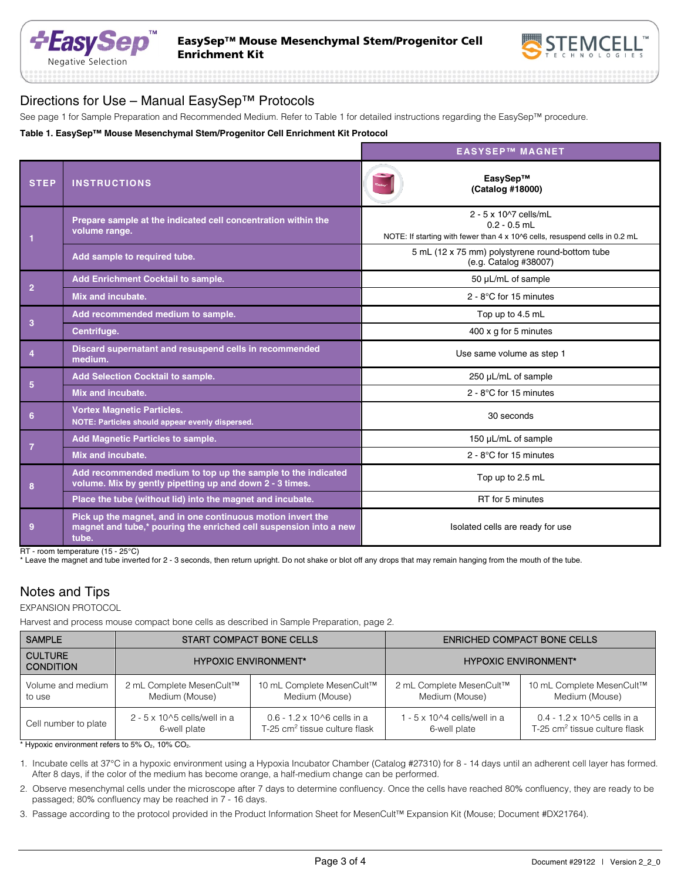## Directions for Use – Manual EasySep™ Protocols

See page 1 for Sample Preparation and Recommended Medium. Refer to Table 1 for detailed instructions regarding the EasySep™ procedure.

**Table 1. EasySep™ Mouse Mesenchymal Stem/Progenitor Cell Enrichment Kit Protocol**

| STEP | INSTRUCTIONS | EASYSEP™ MAGNET: EasySep™ (Catalog #18000) |
|---|---|---|
| 1 | Prepare sample at the indicated cell concentration within the volume range. | 2 - 5 x 10^7 cells/mL<br>0.2 - 0.5 mL<br>NOTE: If starting with fewer than 4 x 10^6 cells, resuspend cells in 0.2 mL |
| | Add sample to required tube. | 5 mL (12 x 75 mm) polystyrene round-bottom tube (e.g. Catalog #38007) |
| 2 | Add Enrichment Cocktail to sample. | 50 µL/mL of sample |
| | Mix and incubate. | 2 - 8°C for 15 minutes |
| 3 | Add recommended medium to sample. | Top up to 4.5 mL |
| | Centrifuge. | 400 x g for 5 minutes |
| 4 | Discard supernatant and resuspend cells in recommended medium. | Use same volume as step 1 |
| 5 | Add Selection Cocktail to sample. | 250 µL/mL of sample |
| | Mix and incubate. | 2 - 8°C for 15 minutes |
| 6 | Vortex Magnetic Particles.<br>NOTE: Particles should appear evenly dispersed. | 30 seconds |
| 7 | Add Magnetic Particles to sample. | 150 µL/mL of sample |
| | Mix and incubate. | 2 - 8°C for 15 minutes |
| 8 | Add recommended medium to top up the sample to the indicated volume. Mix by gently pipetting up and down 2 - 3 times. | Top up to 2.5 mL |
| | Place the tube (without lid) into the magnet and incubate. | RT for 5 minutes |
| 9 | Pick up the magnet, and in one continuous motion invert the magnet and tube,* pouring the enriched cell suspension into a new tube. | Isolated cells are ready for use |

RT - room temperature (15 - 25°C)

\* Leave the magnet and tube inverted for 2 - 3 seconds, then return upright. Do not shake or blot off any drops that may remain hanging from the mouth of the tube.

## Notes and Tips

EXPANSION PROTOCOL

Harvest and process mouse compact bone cells as described in Sample Preparation, page 2.

| SAMPLE | START COMPACT BONE CELLS | | ENRICHED COMPACT BONE CELLS | |
|---|---|---|---|---|
| CULTURE CONDITION | HYPOXIC ENVIRONMENT* | | HYPOXIC ENVIRONMENT* | |
| Volume and medium to use | 2 mL Complete MesenCult™ Medium (Mouse) | 10 mL Complete MesenCult™ Medium (Mouse) | 2 mL Complete MesenCult™ Medium (Mouse) | 10 mL Complete MesenCult™ Medium (Mouse) |
| Cell number to plate | 2 - 5 x 10^5 cells/well in a 6-well plate | 0.6 - 1.2 x 10^6 cells in a T-25 $cm^2$ tissue culture flask | 1 - 5 x 10^4 cells/well in a 6-well plate | 0.4 - 1.2 x 10^5 cells in a T-25 $cm^2$ tissue culture flask |

\* Hypoxic environment refers to 5% $O_2$, 10% $CO_2$.

1. Incubate cells at 37°C in a hypoxic environment using a Hypoxia Incubator Chamber (Catalog #27310) for 8 - 14 days until an adherent cell layer has formed. After 8 days, if the color of the medium has become orange, a half-medium change can be performed.
2. Observe mesenchymal cells under the microscope after 7 days to determine confluency. Once the cells have reached 80% confluency, they are ready to be passaged; 80% confluency may be reached in 7 - 16 days.
3. Passage according to the protocol provided in the Product Information Sheet for MesenCult™ Expansion Kit (Mouse; Document #DX21764).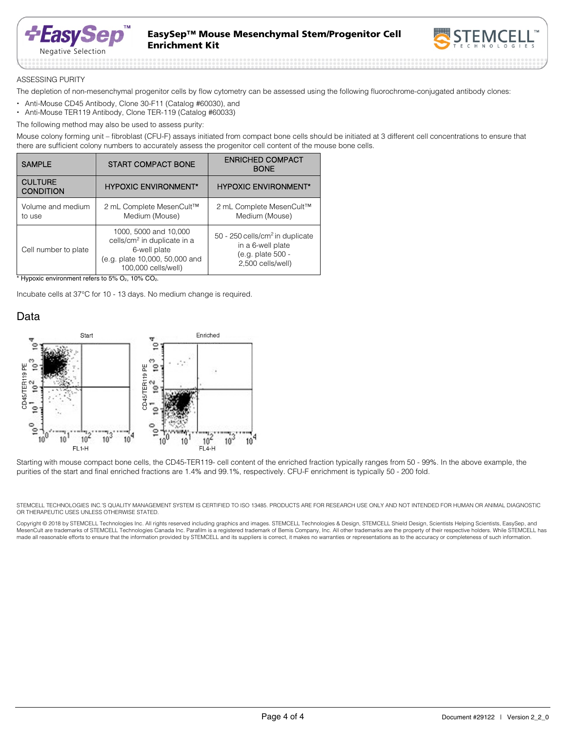ASSESSING PURITY

The depletion of non-mesenchymal progenitor cells by flow cytometry can be assessed using the following fluorochrome-conjugated antibody clones:

- Anti-Mouse CD45 Antibody, Clone 30-F11 (Catalog #60030), and
- Anti-Mouse TER119 Antibody, Clone TER-119 (Catalog #60033)

The following method may also be used to assess purity:

Mouse colony forming unit – fibroblast (CFU-F) assays initiated from compact bone cells should be initiated at 3 different cell concentrations to ensure that there are sufficient colony numbers to accurately assess the progenitor cell content of the mouse bone cells.

| SAMPLE | START COMPACT BONE | ENRICHED COMPACT BONE |
|---|---|---|
| CULTURE CONDITION | HYPOXIC ENVIRONMENT* | HYPOXIC ENVIRONMENT* |
| Volume and medium to use | 2 mL Complete MesenCult™ Medium (Mouse) | 2 mL Complete MesenCult™ Medium (Mouse) |
| Cell number to plate | 1000, 5000 and 10,000 cells/cm$^2$ in duplicate in a 6-well plate (e.g. plate 10,000, 50,000 and 100,000 cells/well) | 50 - 250 cells/cm$^2$ in duplicate in a 6-well plate (e.g. plate 500 - 2,500 cells/well) |

\* Hypoxic environment refers to 5% $O_2$, 10% $CO_2$.

Incubate cells at 37°C for 10 - 13 days. No medium change is required.

## Data

Start

CD45/TER119 PE

FL1-H

Enriched

CD45/TER119 PE

FL4-H

Starting with mouse compact bone cells, the CD45-TER119- cell content of the enriched fraction typically ranges from 50 - 99%. In the above example, the purities of the start and final enriched fractions are 1.4% and 99.1%, respectively. CFU-F enrichment is typically 50 - 200 fold.

STEMCELL TECHNOLOGIES INC.'S QUALITY MANAGEMENT SYSTEM IS CERTIFIED TO ISO 13485. PRODUCTS ARE FOR RESEARCH USE ONLY AND NOT INTENDED FOR HUMAN OR ANIMAL DIAGNOSTIC OR THERAPEUTIC USES UNLESS OTHERWISE STATED.

Copyright © 2018 by STEMCELL Technologies Inc. All rights reserved including graphics and images. STEMCELL Technologies & Design, STEMCELL Shield Design, Scientists Helping Scientists, EasySep, and MesenCult are trademarks of STEMCELL Technologies Canada Inc. Parafilm is a registered trademark of Bemis Company, Inc. All other trademarks are the property of their respective holders. While STEMCELL has made all reasonable efforts to ensure that the information provided by STEMCELL and its suppliers is correct, it makes no warranties or representations as to the accuracy or completeness of such information.